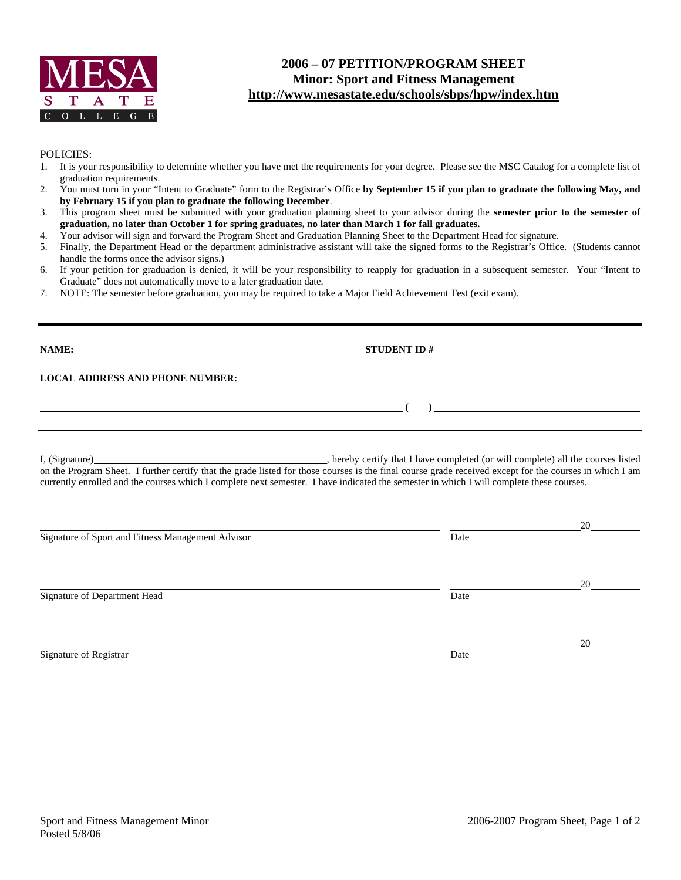MESA STATE COLLEGE

# 2006 – 07 PETITION/PROGRAM SHEET
## Minor: Sport and Fitness Management
**http://www.mesastate.edu/schools/sbps/hpw/index.htm**

POLICIES:

1. It is your responsibility to determine whether you have met the requirements for your degree. Please see the MSC Catalog for a complete list of graduation requirements.
2. You must turn in your "Intent to Graduate" form to the Registrar's Office **by September 15 if you plan to graduate the following May, and by February 15 if you plan to graduate the following December**.
3. This program sheet must be submitted with your graduation planning sheet to your advisor during the **semester prior to the semester of graduation, no later than October 1 for spring graduates, no later than March 1 for fall graduates.**
4. Your advisor will sign and forward the Program Sheet and Graduation Planning Sheet to the Department Head for signature.
5. Finally, the Department Head or the department administrative assistant will take the signed forms to the Registrar's Office. (Students cannot handle the forms once the advisor signs.)
6. If your petition for graduation is denied, it will be your responsibility to reapply for graduation in a subsequent semester. Your "Intent to Graduate" does not automatically move to a later graduation date.
7. NOTE: The semester before graduation, you may be required to take a Major Field Achievement Test (exit exam).

---

**NAME:** ______________________________ **STUDENT ID #** ______________________________

**LOCAL ADDRESS AND PHONE NUMBER:** ______________________________

______________________________ **( )** ______________________________

---

I, (Signature)______________________________, hereby certify that I have completed (or will complete) all the courses listed on the Program Sheet. I further certify that the grade listed for those courses is the final course grade received except for the courses in which I am currently enrolled and the courses which I complete next semester. I have indicated the semester in which I will complete these courses.

______________________________ ______________ 20______
Signature of Sport and Fitness Management Advisor Date

______________________________ ______________ 20______
Signature of Department Head Date

______________________________ ______________ 20______
Signature of Registrar Date

Sport and Fitness Management Minor
Posted 5/8/06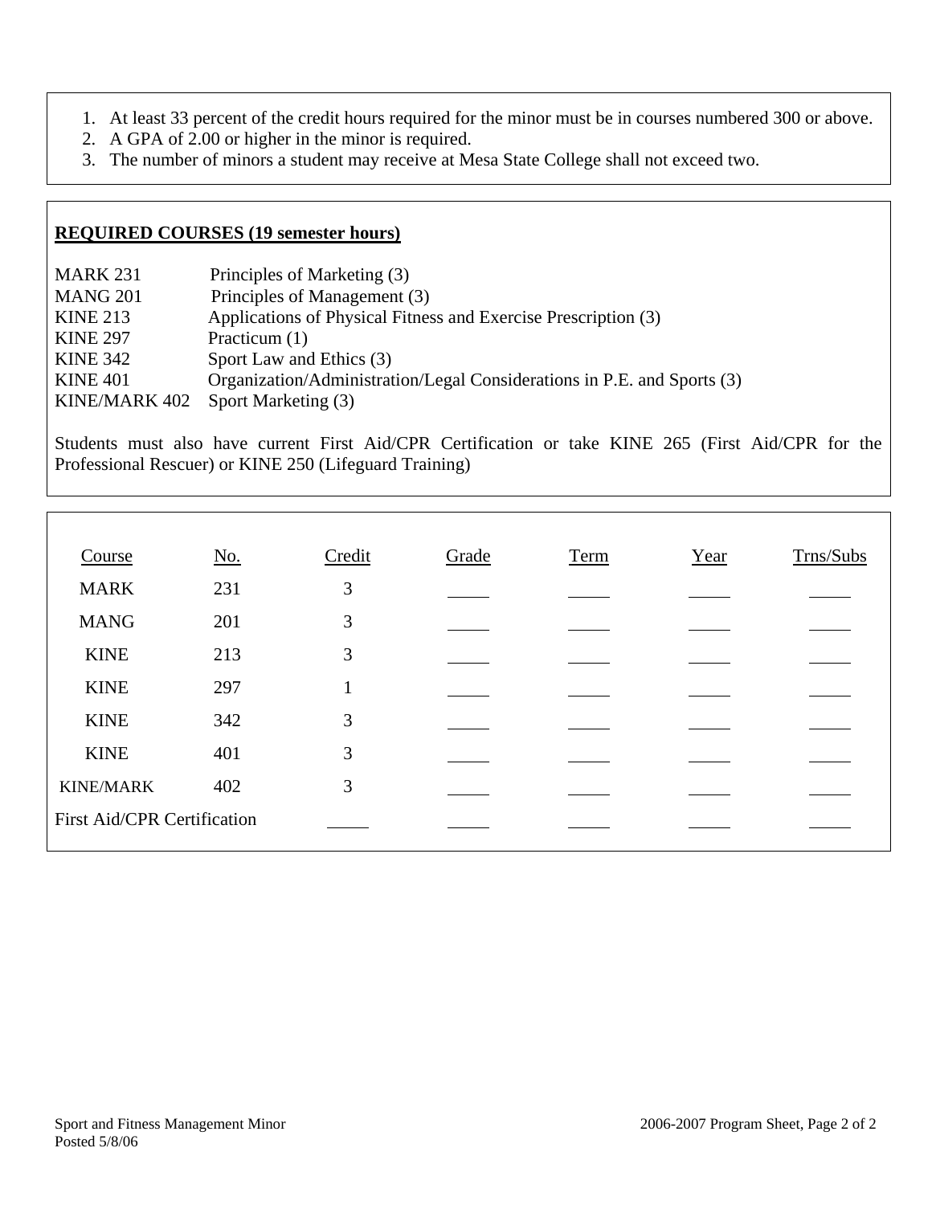1. At least 33 percent of the credit hours required for the minor must be in courses numbered 300 or above.
2. A GPA of 2.00 or higher in the minor is required.
3. The number of minors a student may receive at Mesa State College shall not exceed two.

**REQUIRED COURSES (19 semester hours)**

| | |
|---|---|
| MARK 231 | Principles of Marketing (3) |
| MANG 201 | Principles of Management (3) |
| KINE 213 | Applications of Physical Fitness and Exercise Prescription (3) |
| KINE 297 | Practicum (1) |
| KINE 342 | Sport Law and Ethics (3) |
| KINE 401 | Organization/Administration/Legal Considerations in P.E. and Sports (3) |
| KINE/MARK 402 | Sport Marketing (3) |

Students must also have current First Aid/CPR Certification or take KINE 265 (First Aid/CPR for the Professional Rescuer) or KINE 250 (Lifeguard Training)

| Course | No. | Credit | Grade | Term | Year | Trns/Subs |
|---|---|---|---|---|---|---|
| MARK | 231 | 3 | _____ | _____ | _____ | _____ |
| MANG | 201 | 3 | _____ | _____ | _____ | _____ |
| KINE | 213 | 3 | _____ | _____ | _____ | _____ |
| KINE | 297 | 1 | _____ | _____ | _____ | _____ |
| KINE | 342 | 3 | _____ | _____ | _____ | _____ |
| KINE | 401 | 3 | _____ | _____ | _____ | _____ |
| KINE/MARK | 402 | 3 | _____ | _____ | _____ | _____ |
| First Aid/CPR Certification | | _____ | _____ | _____ | _____ | _____ |

Sport and Fitness Management Minor
Posted 5/8/06